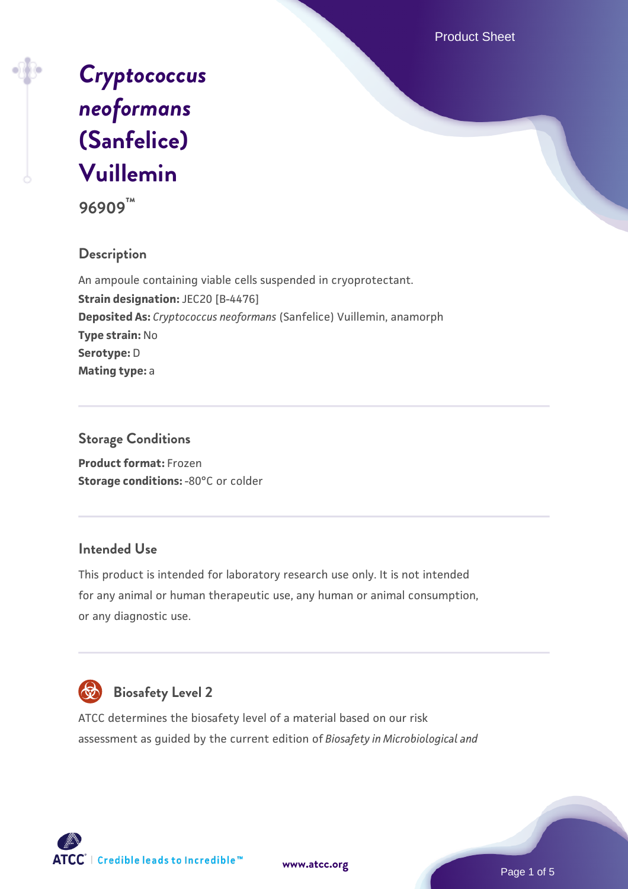# *Cryptococcus neoformans* (Sanfelice) Vuillemin

**96909™**

## Description

An ampoule containing viable cells suspended in cryoprotectant.

**Strain designation:** JEC20 [B-4476]

**Deposited As:** *Cryptococcus neoformans* (Sanfelice) Vuillemin, anamorph

**Type strain:** No

**Serotype:** D

**Mating type:** a

## Storage Conditions

**Product format:** Frozen

**Storage conditions:** -80°C or colder

## Intended Use

This product is intended for laboratory research use only. It is not intended for any animal or human therapeutic use, any human or animal consumption, or any diagnostic use.

## Biosafety Level 2

ATCC determines the biosafety level of a material based on our risk assessment as guided by the current edition of *Biosafety in Microbiological and*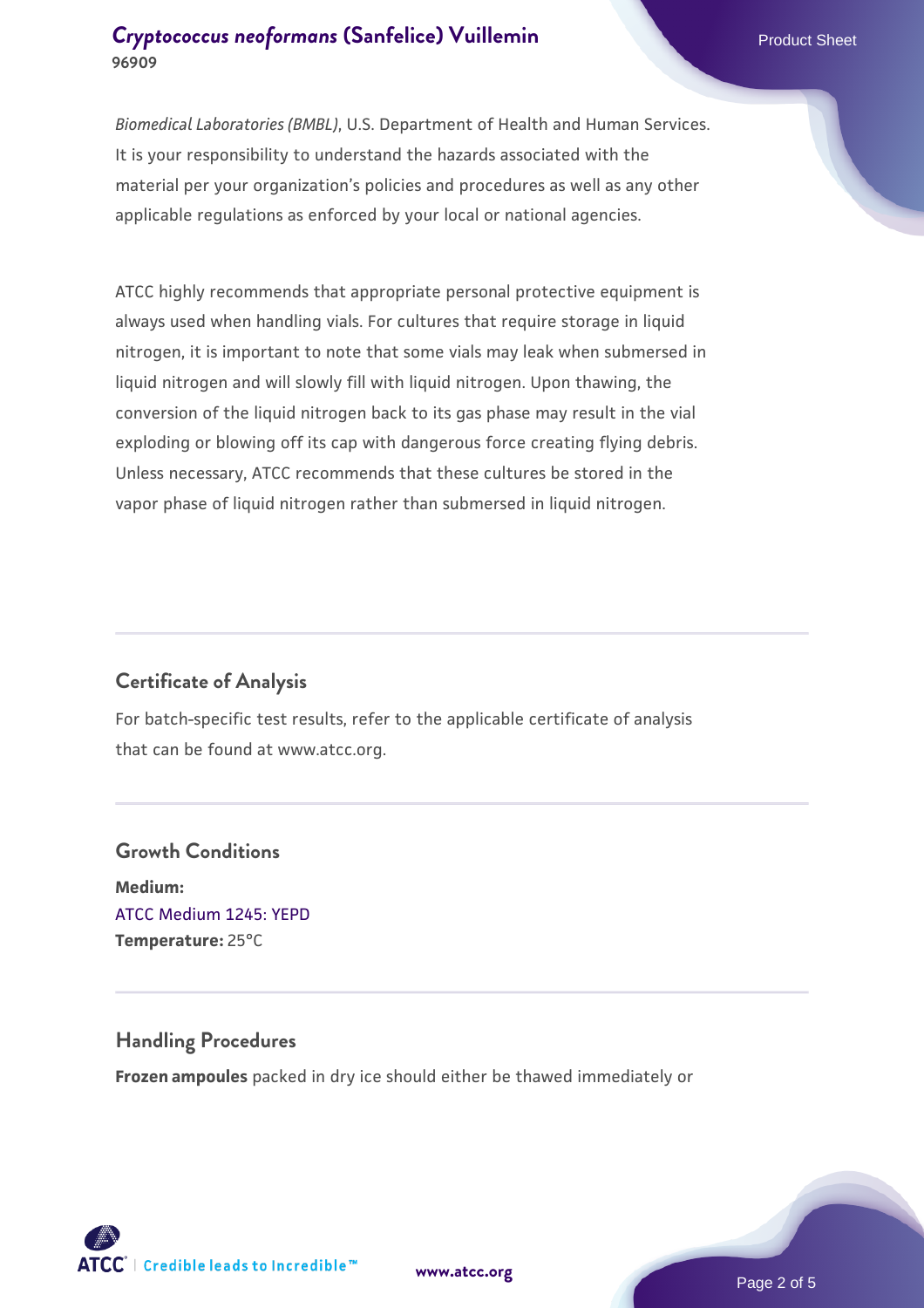*Biomedical Laboratories (BMBL)*, U.S. Department of Health and Human Services. It is your responsibility to understand the hazards associated with the material per your organization's policies and procedures as well as any other applicable regulations as enforced by your local or national agencies.

ATCC highly recommends that appropriate personal protective equipment is always used when handling vials. For cultures that require storage in liquid nitrogen, it is important to note that some vials may leak when submersed in liquid nitrogen and will slowly fill with liquid nitrogen. Upon thawing, the conversion of the liquid nitrogen back to its gas phase may result in the vial exploding or blowing off its cap with dangerous force creating flying debris. Unless necessary, ATCC recommends that these cultures be stored in the vapor phase of liquid nitrogen rather than submersed in liquid nitrogen.

## Certificate of Analysis

For batch-specific test results, refer to the applicable certificate of analysis that can be found at www.atcc.org.

## Growth Conditions

**Medium:**
ATCC Medium 1245: YEPD
**Temperature:** 25°C

## Handling Procedures

**Frozen ampoules** packed in dry ice should either be thawed immediately or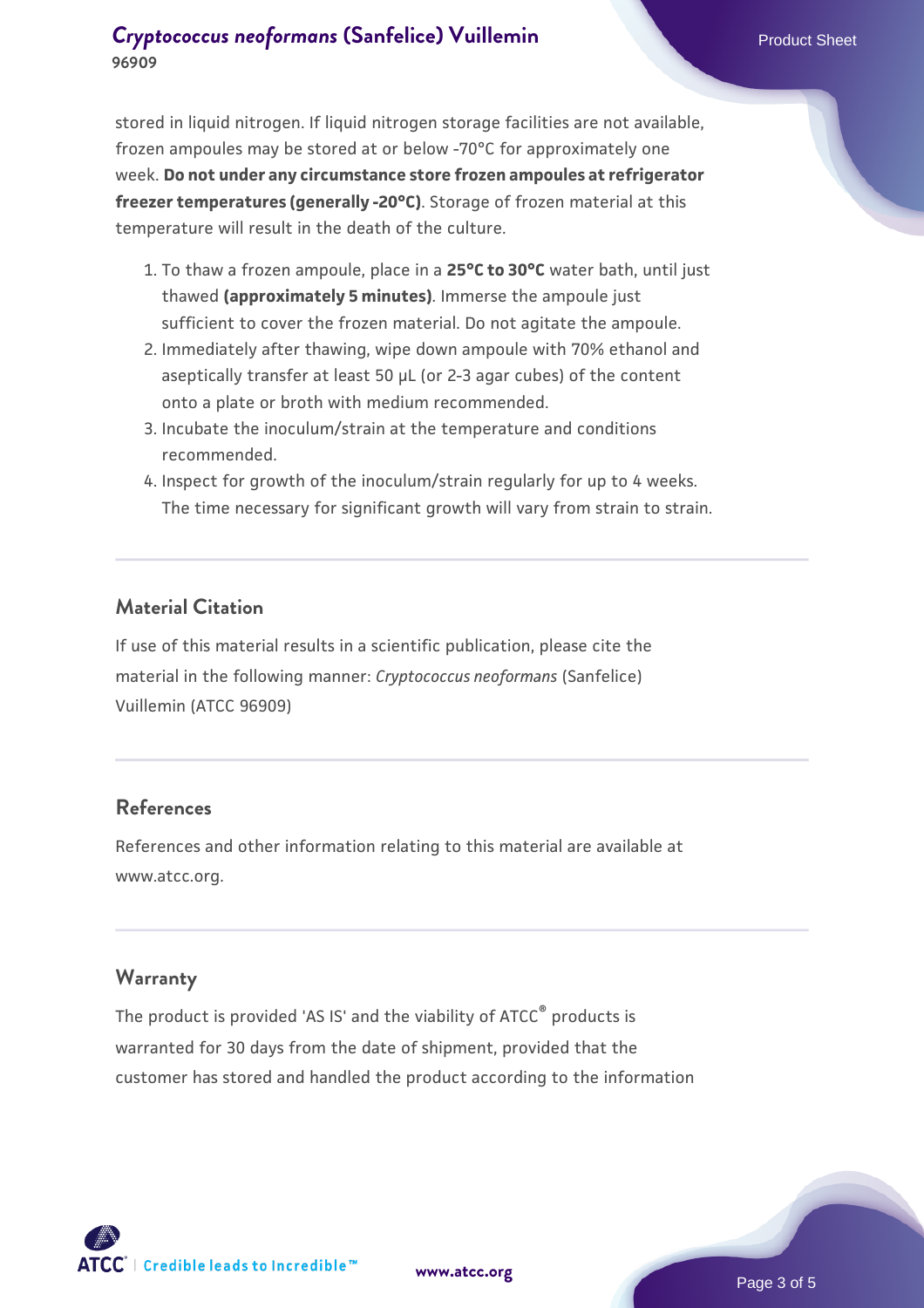stored in liquid nitrogen. If liquid nitrogen storage facilities are not available, frozen ampoules may be stored at or below -70°C for approximately one week. **Do not under any circumstance store frozen ampoules at refrigerator freezer temperatures (generally -20°C)**. Storage of frozen material at this temperature will result in the death of the culture.

1. To thaw a frozen ampoule, place in a **25°C to 30°C** water bath, until just thawed **(approximately 5 minutes)**. Immerse the ampoule just sufficient to cover the frozen material. Do not agitate the ampoule.
2. Immediately after thawing, wipe down ampoule with 70% ethanol and aseptically transfer at least 50 µL (or 2-3 agar cubes) of the content onto a plate or broth with medium recommended.
3. Incubate the inoculum/strain at the temperature and conditions recommended.
4. Inspect for growth of the inoculum/strain regularly for up to 4 weeks. The time necessary for significant growth will vary from strain to strain.

## Material Citation

If use of this material results in a scientific publication, please cite the material in the following manner: *Cryptococcus neoformans* (Sanfelice) Vuillemin (ATCC 96909)

## References

References and other information relating to this material are available at www.atcc.org.

## Warranty

The product is provided 'AS IS' and the viability of ATCC® products is warranted for 30 days from the date of shipment, provided that the customer has stored and handled the product according to the information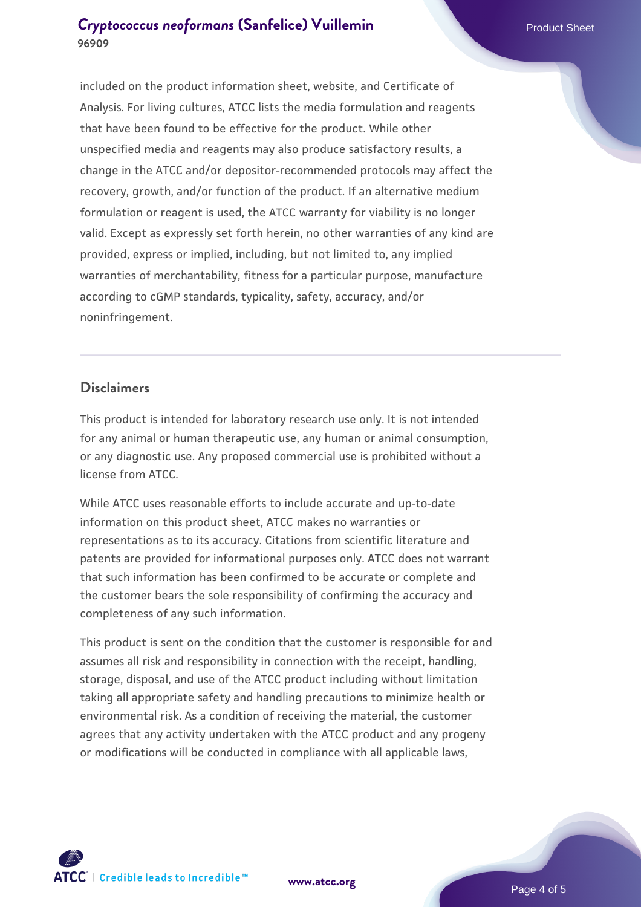included on the product information sheet, website, and Certificate of Analysis. For living cultures, ATCC lists the media formulation and reagents that have been found to be effective for the product. While other unspecified media and reagents may also produce satisfactory results, a change in the ATCC and/or depositor-recommended protocols may affect the recovery, growth, and/or function of the product. If an alternative medium formulation or reagent is used, the ATCC warranty for viability is no longer valid. Except as expressly set forth herein, no other warranties of any kind are provided, express or implied, including, but not limited to, any implied warranties of merchantability, fitness for a particular purpose, manufacture according to cGMP standards, typicality, safety, accuracy, and/or noninfringement.

## Disclaimers

This product is intended for laboratory research use only. It is not intended for any animal or human therapeutic use, any human or animal consumption, or any diagnostic use. Any proposed commercial use is prohibited without a license from ATCC.

While ATCC uses reasonable efforts to include accurate and up-to-date information on this product sheet, ATCC makes no warranties or representations as to its accuracy. Citations from scientific literature and patents are provided for informational purposes only. ATCC does not warrant that such information has been confirmed to be accurate or complete and the customer bears the sole responsibility of confirming the accuracy and completeness of any such information.

This product is sent on the condition that the customer is responsible for and assumes all risk and responsibility in connection with the receipt, handling, storage, disposal, and use of the ATCC product including without limitation taking all appropriate safety and handling precautions to minimize health or environmental risk. As a condition of receiving the material, the customer agrees that any activity undertaken with the ATCC product and any progeny or modifications will be conducted in compliance with all applicable laws,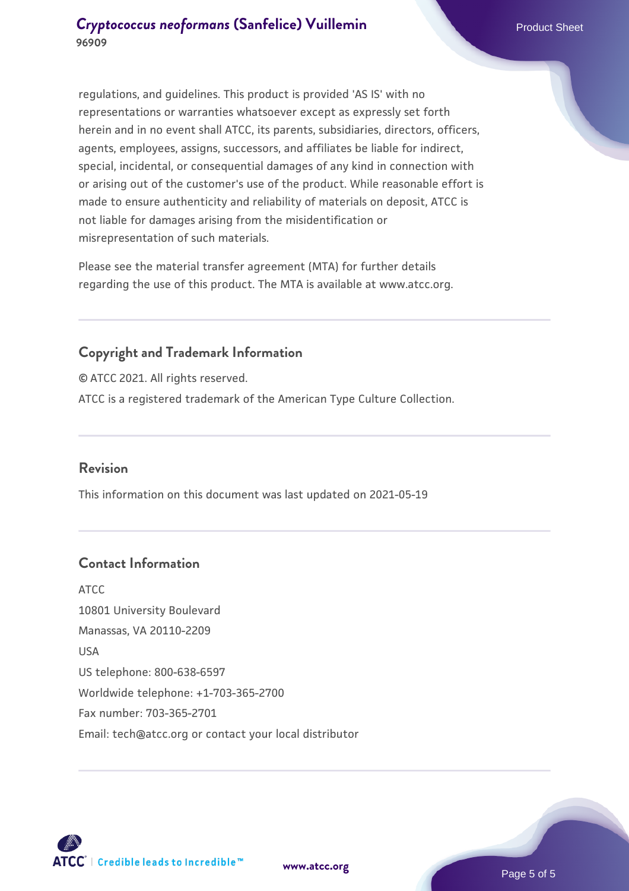regulations, and guidelines. This product is provided 'AS IS' with no representations or warranties whatsoever except as expressly set forth herein and in no event shall ATCC, its parents, subsidiaries, directors, officers, agents, employees, assigns, successors, and affiliates be liable for indirect, special, incidental, or consequential damages of any kind in connection with or arising out of the customer's use of the product. While reasonable effort is made to ensure authenticity and reliability of materials on deposit, ATCC is not liable for damages arising from the misidentification or misrepresentation of such materials.

Please see the material transfer agreement (MTA) for further details regarding the use of this product. The MTA is available at www.atcc.org.

## Copyright and Trademark Information

© ATCC 2021. All rights reserved.

ATCC is a registered trademark of the American Type Culture Collection.

## Revision

This information on this document was last updated on 2021-05-19

## Contact Information

ATCC
10801 University Boulevard
Manassas, VA 20110-2209
USA
US telephone: 800-638-6597
Worldwide telephone: +1-703-365-2700
Fax number: 703-365-2701
Email: tech@atcc.org or contact your local distributor